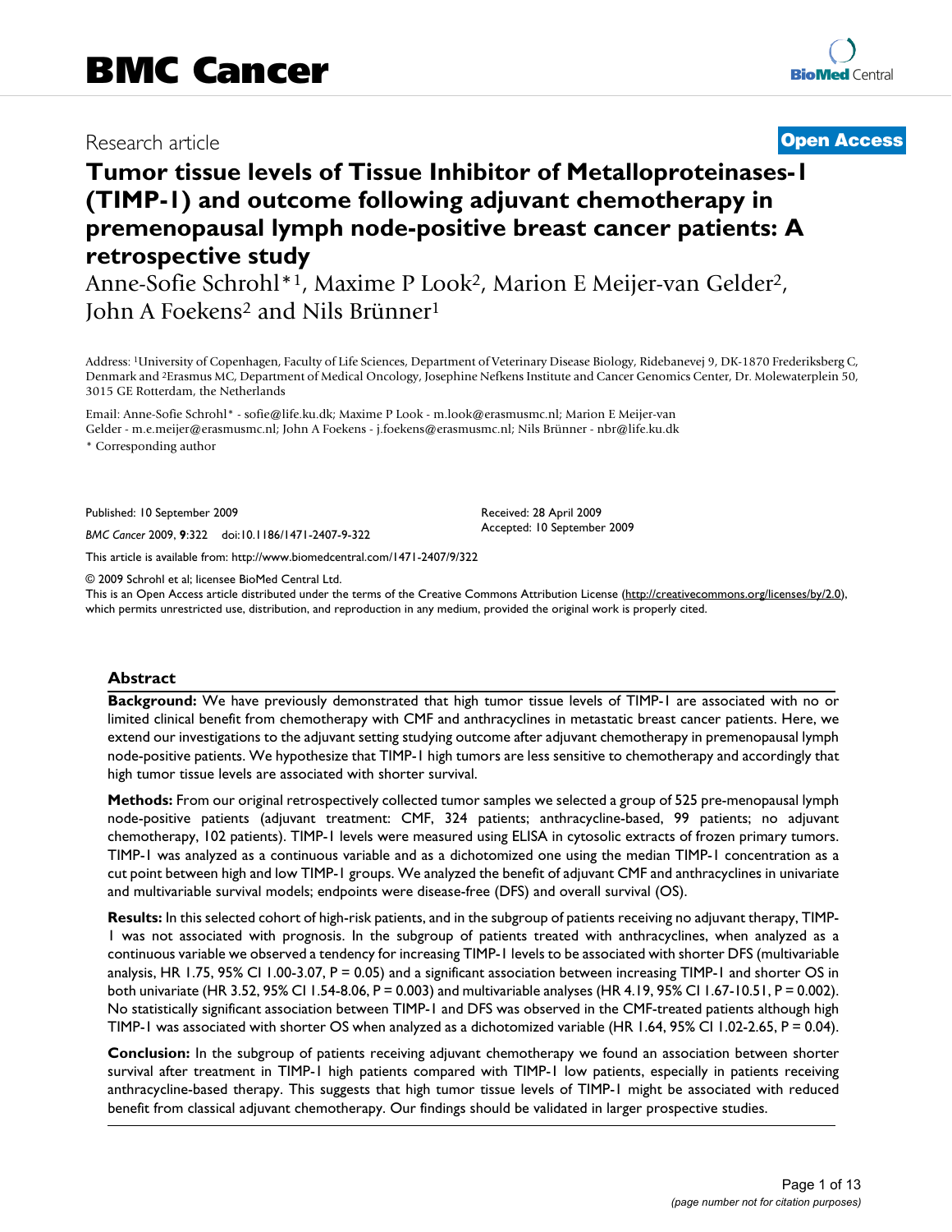# BMC Cancer

Research article

**Open Access**

# Tumor tissue levels of Tissue Inhibitor of Metalloproteinases-1 (TIMP-1) and outcome following adjuvant chemotherapy in premenopausal lymph node-positive breast cancer patients: A retrospective study

Anne-Sofie Schrohl*[1], Maxime P Look[2], Marion E Meijer-van Gelder[2], John A Foekens[2] and Nils Brünner[1]

Address: [1]University of Copenhagen, Faculty of Life Sciences, Department of Veterinary Disease Biology, Ridebanevej 9, DK-1870 Frederiksberg C, Denmark and [2]Erasmus MC, Department of Medical Oncology, Josephine Nefkens Institute and Cancer Genomics Center, Dr. Molewaterplein 50, 3015 GE Rotterdam, the Netherlands

Email: Anne-Sofie Schrohl* - sofie@life.ku.dk; Maxime P Look - m.look@erasmusmc.nl; Marion E Meijer-van Gelder - m.e.meijer@erasmusmc.nl; John A Foekens - j.foekens@erasmusmc.nl; Nils Brünner - nbr@life.ku.dk

\* Corresponding author

Published: 10 September 2009

*BMC Cancer* 2009, **9**:322 doi:10.1186/1471-2407-9-322

Received: 28 April 2009
Accepted: 10 September 2009

This article is available from: http://www.biomedcentral.com/1471-2407/9/322

© 2009 Schrohl et al; licensee BioMed Central Ltd.
This is an Open Access article distributed under the terms of the Creative Commons Attribution License (http://creativecommons.org/licenses/by/2.0), which permits unrestricted use, distribution, and reproduction in any medium, provided the original work is properly cited.

## Abstract

**Background:** We have previously demonstrated that high tumor tissue levels of TIMP-1 are associated with no or limited clinical benefit from chemotherapy with CMF and anthracyclines in metastatic breast cancer patients. Here, we extend our investigations to the adjuvant setting studying outcome after adjuvant chemotherapy in premenopausal lymph node-positive patients. We hypothesize that TIMP-1 high tumors are less sensitive to chemotherapy and accordingly that high tumor tissue levels are associated with shorter survival.

**Methods:** From our original retrospectively collected tumor samples we selected a group of 525 pre-menopausal lymph node-positive patients (adjuvant treatment: CMF, 324 patients; anthracycline-based, 99 patients; no adjuvant chemotherapy, 102 patients). TIMP-1 levels were measured using ELISA in cytosolic extracts of frozen primary tumors. TIMP-1 was analyzed as a continuous variable and as a dichotomized one using the median TIMP-1 concentration as a cut point between high and low TIMP-1 groups. We analyzed the benefit of adjuvant CMF and anthracyclines in univariate and multivariable survival models; endpoints were disease-free (DFS) and overall survival (OS).

**Results:** In this selected cohort of high-risk patients, and in the subgroup of patients receiving no adjuvant therapy, TIMP-1 was not associated with prognosis. In the subgroup of patients treated with anthracyclines, when analyzed as a continuous variable we observed a tendency for increasing TIMP-1 levels to be associated with shorter DFS (multivariable analysis, HR 1.75, 95% CI 1.00-3.07, P = 0.05) and a significant association between increasing TIMP-1 and shorter OS in both univariate (HR 3.52, 95% CI 1.54-8.06, P = 0.003) and multivariable analyses (HR 4.19, 95% CI 1.67-10.51, P = 0.002). No statistically significant association between TIMP-1 and DFS was observed in the CMF-treated patients although high TIMP-1 was associated with shorter OS when analyzed as a dichotomized variable (HR 1.64, 95% CI 1.02-2.65, P = 0.04).

**Conclusion:** In the subgroup of patients receiving adjuvant chemotherapy we found an association between shorter survival after treatment in TIMP-1 high patients compared with TIMP-1 low patients, especially in patients receiving anthracycline-based therapy. This suggests that high tumor tissue levels of TIMP-1 might be associated with reduced benefit from classical adjuvant chemotherapy. Our findings should be validated in larger prospective studies.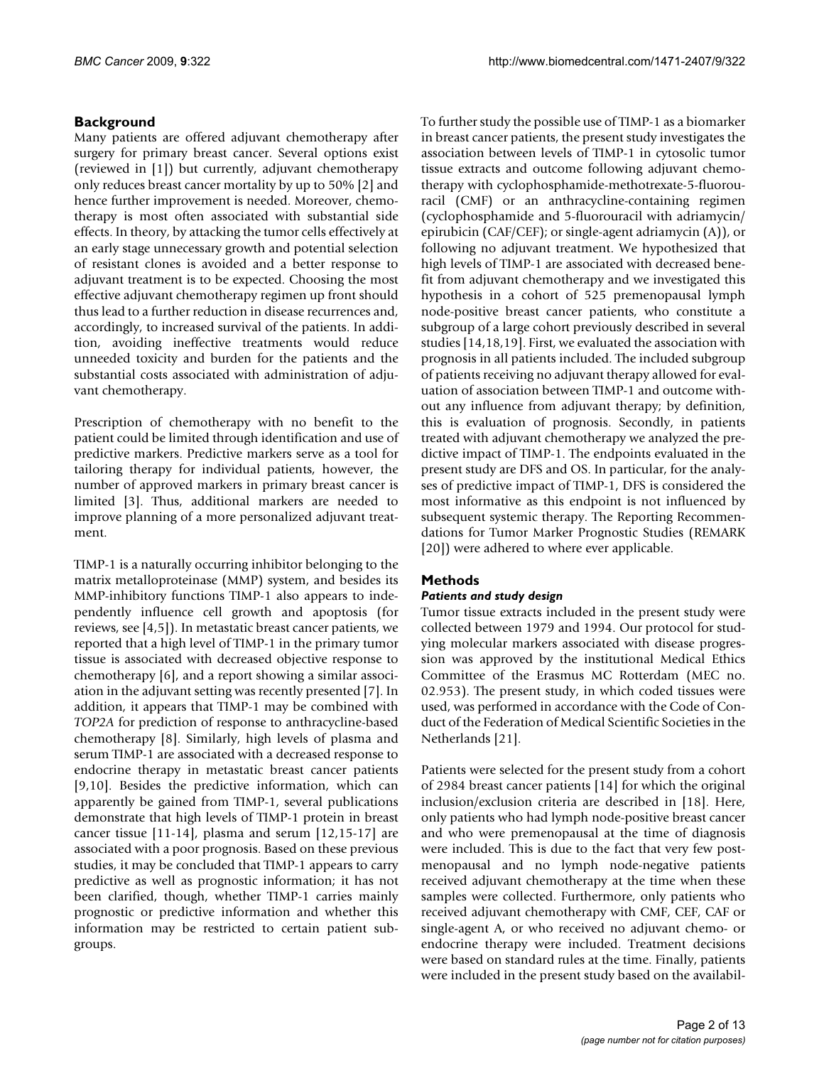## Background

Many patients are offered adjuvant chemotherapy after surgery for primary breast cancer. Several options exist (reviewed in [1]) but currently, adjuvant chemotherapy only reduces breast cancer mortality by up to 50% [2] and hence further improvement is needed. Moreover, chemotherapy is most often associated with substantial side effects. In theory, by attacking the tumor cells effectively at an early stage unnecessary growth and potential selection of resistant clones is avoided and a better response to adjuvant treatment is to be expected. Choosing the most effective adjuvant chemotherapy regimen up front should thus lead to a further reduction in disease recurrences and, accordingly, to increased survival of the patients. In addition, avoiding ineffective treatments would reduce unneeded toxicity and burden for the patients and the substantial costs associated with administration of adjuvant chemotherapy.

Prescription of chemotherapy with no benefit to the patient could be limited through identification and use of predictive markers. Predictive markers serve as a tool for tailoring therapy for individual patients, however, the number of approved markers in primary breast cancer is limited [3]. Thus, additional markers are needed to improve planning of a more personalized adjuvant treatment.

TIMP-1 is a naturally occurring inhibitor belonging to the matrix metalloproteinase (MMP) system, and besides its MMP-inhibitory functions TIMP-1 also appears to independently influence cell growth and apoptosis (for reviews, see [4,5]). In metastatic breast cancer patients, we reported that a high level of TIMP-1 in the primary tumor tissue is associated with decreased objective response to chemotherapy [6], and a report showing a similar association in the adjuvant setting was recently presented [7]. In addition, it appears that TIMP-1 may be combined with *TOP2A* for prediction of response to anthracycline-based chemotherapy [8]. Similarly, high levels of plasma and serum TIMP-1 are associated with a decreased response to endocrine therapy in metastatic breast cancer patients [9,10]. Besides the predictive information, which can apparently be gained from TIMP-1, several publications demonstrate that high levels of TIMP-1 protein in breast cancer tissue [11-14], plasma and serum [12,15-17] are associated with a poor prognosis. Based on these previous studies, it may be concluded that TIMP-1 appears to carry predictive as well as prognostic information; it has not been clarified, though, whether TIMP-1 carries mainly prognostic or predictive information and whether this information may be restricted to certain patient subgroups.

To further study the possible use of TIMP-1 as a biomarker in breast cancer patients, the present study investigates the association between levels of TIMP-1 in cytosolic tumor tissue extracts and outcome following adjuvant chemotherapy with cyclophosphamide-methotrexate-5-fluorouracil (CMF) or an anthracycline-containing regimen (cyclophosphamide and 5-fluorouracil with adriamycin/epirubicin (CAF/CEF); or single-agent adriamycin (A)), or following no adjuvant treatment. We hypothesized that high levels of TIMP-1 are associated with decreased benefit from adjuvant chemotherapy and we investigated this hypothesis in a cohort of 525 premenopausal lymph node-positive breast cancer patients, who constitute a subgroup of a large cohort previously described in several studies [14,18,19]. First, we evaluated the association with prognosis in all patients included. The included subgroup of patients receiving no adjuvant therapy allowed for evaluation of association between TIMP-1 and outcome without any influence from adjuvant therapy; by definition, this is evaluation of prognosis. Secondly, in patients treated with adjuvant chemotherapy we analyzed the predictive impact of TIMP-1. The endpoints evaluated in the present study are DFS and OS. In particular, for the analyses of predictive impact of TIMP-1, DFS is considered the most informative as this endpoint is not influenced by subsequent systemic therapy. The Reporting Recommendations for Tumor Marker Prognostic Studies (REMARK [20]) were adhered to where ever applicable.

## Methods

### *Patients and study design*

Tumor tissue extracts included in the present study were collected between 1979 and 1994. Our protocol for studying molecular markers associated with disease progression was approved by the institutional Medical Ethics Committee of the Erasmus MC Rotterdam (MEC no. 02.953). The present study, in which coded tissues were used, was performed in accordance with the Code of Conduct of the Federation of Medical Scientific Societies in the Netherlands [21].

Patients were selected for the present study from a cohort of 2984 breast cancer patients [14] for which the original inclusion/exclusion criteria are described in [18]. Here, only patients who had lymph node-positive breast cancer and who were premenopausal at the time of diagnosis were included. This is due to the fact that very few postmenopausal and no lymph node-negative patients received adjuvant chemotherapy at the time when these samples were collected. Furthermore, only patients who received adjuvant chemotherapy with CMF, CEF, CAF or single-agent A, or who received no adjuvant chemo- or endocrine therapy were included. Treatment decisions were based on standard rules at the time. Finally, patients were included in the present study based on the availabil-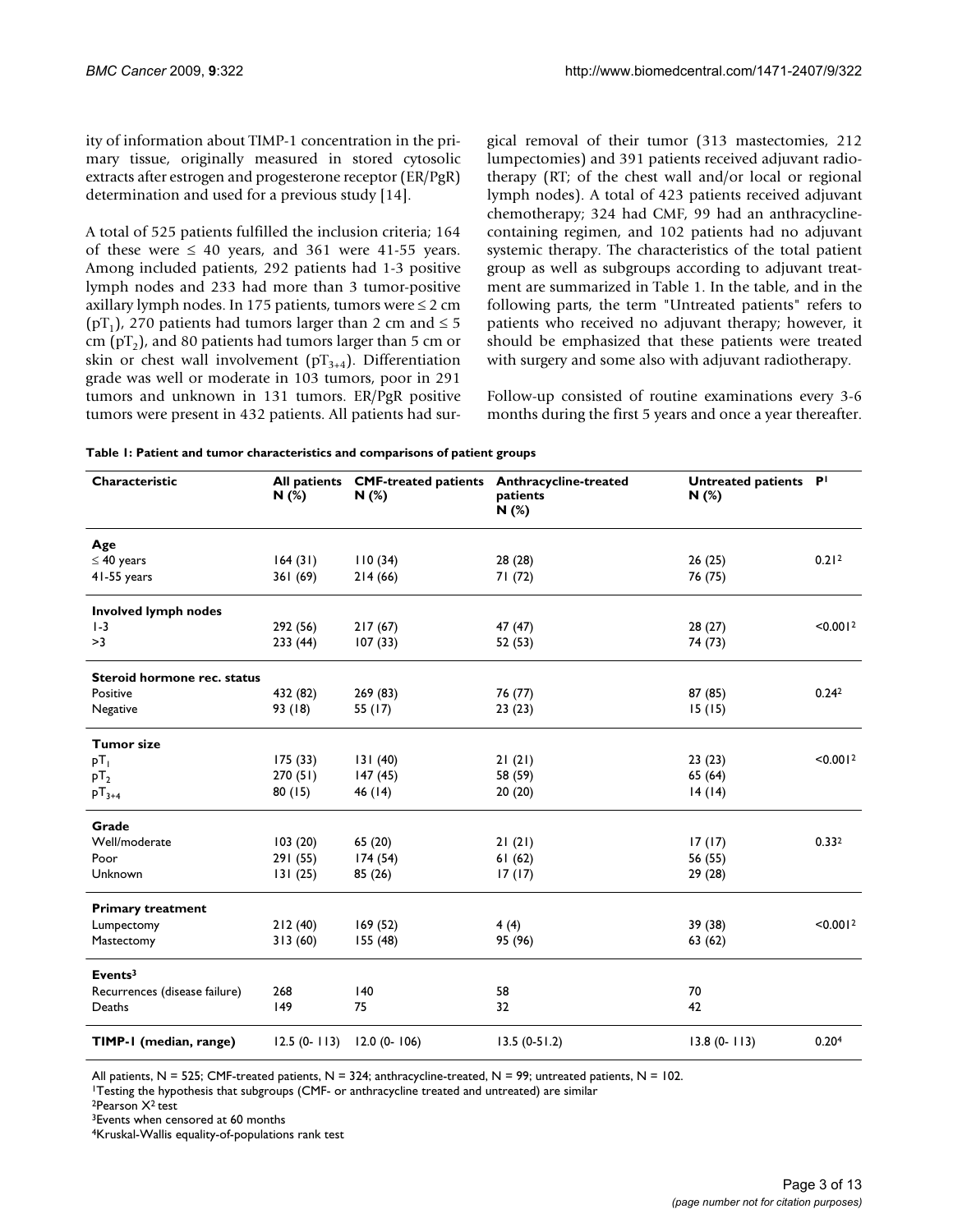ity of information about TIMP-1 concentration in the primary tissue, originally measured in stored cytosolic extracts after estrogen and progesterone receptor (ER/PgR) determination and used for a previous study [14].

A total of 525 patients fulfilled the inclusion criteria; 164 of these were ≤ 40 years, and 361 were 41-55 years. Among included patients, 292 patients had 1-3 positive lymph nodes and 233 had more than 3 tumor-positive axillary lymph nodes. In 175 patients, tumors were ≤ 2 cm ($pT_1$), 270 patients had tumors larger than 2 cm and ≤ 5 cm ($pT_2$), and 80 patients had tumors larger than 5 cm or skin or chest wall involvement ($pT_{3+4}$). Differentiation grade was well or moderate in 103 tumors, poor in 291 tumors and unknown in 131 tumors. ER/PgR positive tumors were present in 432 patients. All patients had surgical removal of their tumor (313 mastectomies, 212 lumpectomies) and 391 patients received adjuvant radiotherapy (RT; of the chest wall and/or local or regional lymph nodes). A total of 423 patients received adjuvant chemotherapy; 324 had CMF, 99 had an anthracycline-containing regimen, and 102 patients had no adjuvant systemic therapy. The characteristics of the total patient group as well as subgroups according to adjuvant treatment are summarized in Table 1. In the table, and in the following parts, the term "Untreated patients" refers to patients who received no adjuvant therapy; however, it should be emphasized that these patients were treated with surgery and some also with adjuvant radiotherapy.

Follow-up consisted of routine examinations every 3-6 months during the first 5 years and once a year thereafter.

**Table 1: Patient and tumor characteristics and comparisons of patient groups**

| Characteristic | All patients N (%) | CMF-treated patients N (%) | Anthracycline-treated patients N (%) | Untreated patients N (%) | P[1] |
|---|---|---|---|---|---|
| **Age** | | | | | |
| ≤ 40 years | 164 (31) | 110 (34) | 28 (28) | 26 (25) | 0.21[2] |
| 41-55 years | 361 (69) | 214 (66) | 71 (72) | 76 (75) | |
| **Involved lymph nodes** | | | | | |
| 1-3 | 292 (56) | 217 (67) | 47 (47) | 28 (27) | <0.001[2] |
| >3 | 233 (44) | 107 (33) | 52 (53) | 74 (73) | |
| **Steroid hormone rec. status** | | | | | |
| Positive | 432 (82) | 269 (83) | 76 (77) | 87 (85) | 0.24[2] |
| Negative | 93 (18) | 55 (17) | 23 (23) | 15 (15) | |
| **Tumor size** | | | | | |
| $pT_1$ | 175 (33) | 131 (40) | 21 (21) | 23 (23) | <0.001[2] |
| $pT_2$ | 270 (51) | 147 (45) | 58 (59) | 65 (64) | |
| $pT_{3+4}$ | 80 (15) | 46 (14) | 20 (20) | 14 (14) | |
| **Grade** | | | | | |
| Well/moderate | 103 (20) | 65 (20) | 21 (21) | 17 (17) | 0.33[2] |
| Poor | 291 (55) | 174 (54) | 61 (62) | 56 (55) | |
| Unknown | 131 (25) | 85 (26) | 17 (17) | 29 (28) | |
| **Primary treatment** | | | | | |
| Lumpectomy | 212 (40) | 169 (52) | 4 (4) | 39 (38) | <0.001[2] |
| Mastectomy | 313 (60) | 155 (48) | 95 (96) | 63 (62) | |
| **Events[3]** | | | | | |
| Recurrences (disease failure) | 268 | 140 | 58 | 70 | |
| Deaths | 149 | 75 | 32 | 42 | |
| **TIMP-1 (median, range)** | 12.5 (0- 113) | 12.0 (0- 106) | 13.5 (0-51.2) | 13.8 (0- 113) | 0.20[4] |

All patients, N = 525; CMF-treated patients, N = 324; anthracycline-treated, N = 99; untreated patients, N = 102.
[1]Testing the hypothesis that subgroups (CMF- or anthracycline treated and untreated) are similar
[2]Pearson $X^2$ test
[3]Events when censored at 60 months
[4]Kruskal-Wallis equality-of-populations rank test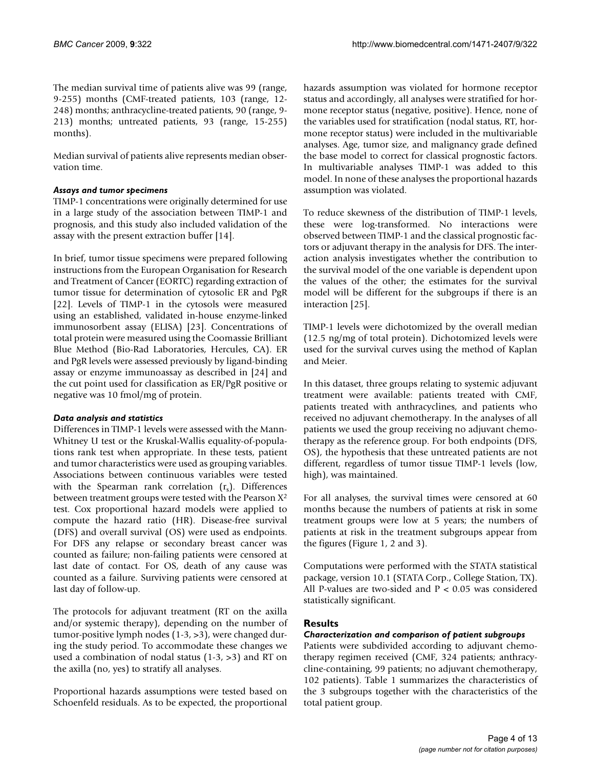The median survival time of patients alive was 99 (range, 9-255) months (CMF-treated patients, 103 (range, 12-248) months; anthracycline-treated patients, 90 (range, 9-213) months; untreated patients, 93 (range, 15-255) months).

Median survival of patients alive represents median observation time.

### *Assays and tumor specimens*

TIMP-1 concentrations were originally determined for use in a large study of the association between TIMP-1 and prognosis, and this study also included validation of the assay with the present extraction buffer [14].

In brief, tumor tissue specimens were prepared following instructions from the European Organisation for Research and Treatment of Cancer (EORTC) regarding extraction of tumor tissue for determination of cytosolic ER and PgR [22]. Levels of TIMP-1 in the cytosols were measured using an established, validated in-house enzyme-linked immunosorbent assay (ELISA) [23]. Concentrations of total protein were measured using the Coomassie Brilliant Blue Method (Bio-Rad Laboratories, Hercules, CA). ER and PgR levels were assessed previously by ligand-binding assay or enzyme immunoassay as described in [24] and the cut point used for classification as ER/PgR positive or negative was 10 fmol/mg of protein.

### *Data analysis and statistics*

Differences in TIMP-1 levels were assessed with the Mann-Whitney U test or the Kruskal-Wallis equality-of-populations rank test when appropriate. In these tests, patient and tumor characteristics were used as grouping variables. Associations between continuous variables were tested with the Spearman rank correlation ($r_s$). Differences between treatment groups were tested with the Pearson $X^2$ test. Cox proportional hazard models were applied to compute the hazard ratio (HR). Disease-free survival (DFS) and overall survival (OS) were used as endpoints. For DFS any relapse or secondary breast cancer was counted as failure; non-failing patients were censored at last date of contact. For OS, death of any cause was counted as a failure. Surviving patients were censored at last day of follow-up.

The protocols for adjuvant treatment (RT on the axilla and/or systemic therapy), depending on the number of tumor-positive lymph nodes (1-3, >3), were changed during the study period. To accommodate these changes we used a combination of nodal status (1-3, >3) and RT on the axilla (no, yes) to stratify all analyses.

Proportional hazards assumptions were tested based on Schoenfeld residuals. As to be expected, the proportional hazards assumption was violated for hormone receptor status and accordingly, all analyses were stratified for hormone receptor status (negative, positive). Hence, none of the variables used for stratification (nodal status, RT, hormone receptor status) were included in the multivariable analyses. Age, tumor size, and malignancy grade defined the base model to correct for classical prognostic factors. In multivariable analyses TIMP-1 was added to this model. In none of these analyses the proportional hazards assumption was violated.

To reduce skewness of the distribution of TIMP-1 levels, these were log-transformed. No interactions were observed between TIMP-1 and the classical prognostic factors or adjuvant therapy in the analysis for DFS. The interaction analysis investigates whether the contribution to the survival model of the one variable is dependent upon the values of the other; the estimates for the survival model will be different for the subgroups if there is an interaction [25].

TIMP-1 levels were dichotomized by the overall median (12.5 ng/mg of total protein). Dichotomized levels were used for the survival curves using the method of Kaplan and Meier.

In this dataset, three groups relating to systemic adjuvant treatment were available: patients treated with CMF, patients treated with anthracyclines, and patients who received no adjuvant chemotherapy. In the analyses of all patients we used the group receiving no adjuvant chemotherapy as the reference group. For both endpoints (DFS, OS), the hypothesis that these untreated patients are not different, regardless of tumor tissue TIMP-1 levels (low, high), was maintained.

For all analyses, the survival times were censored at 60 months because the numbers of patients at risk in some treatment groups were low at 5 years; the numbers of patients at risk in the treatment subgroups appear from the figures (Figure 1, 2 and 3).

Computations were performed with the STATA statistical package, version 10.1 (STATA Corp., College Station, TX). All P-values are two-sided and $P < 0.05$ was considered statistically significant.

## Results

### *Characterization and comparison of patient subgroups*

Patients were subdivided according to adjuvant chemotherapy regimen received (CMF, 324 patients; anthracycline-containing, 99 patients; no adjuvant chemotherapy, 102 patients). Table 1 summarizes the characteristics of the 3 subgroups together with the characteristics of the total patient group.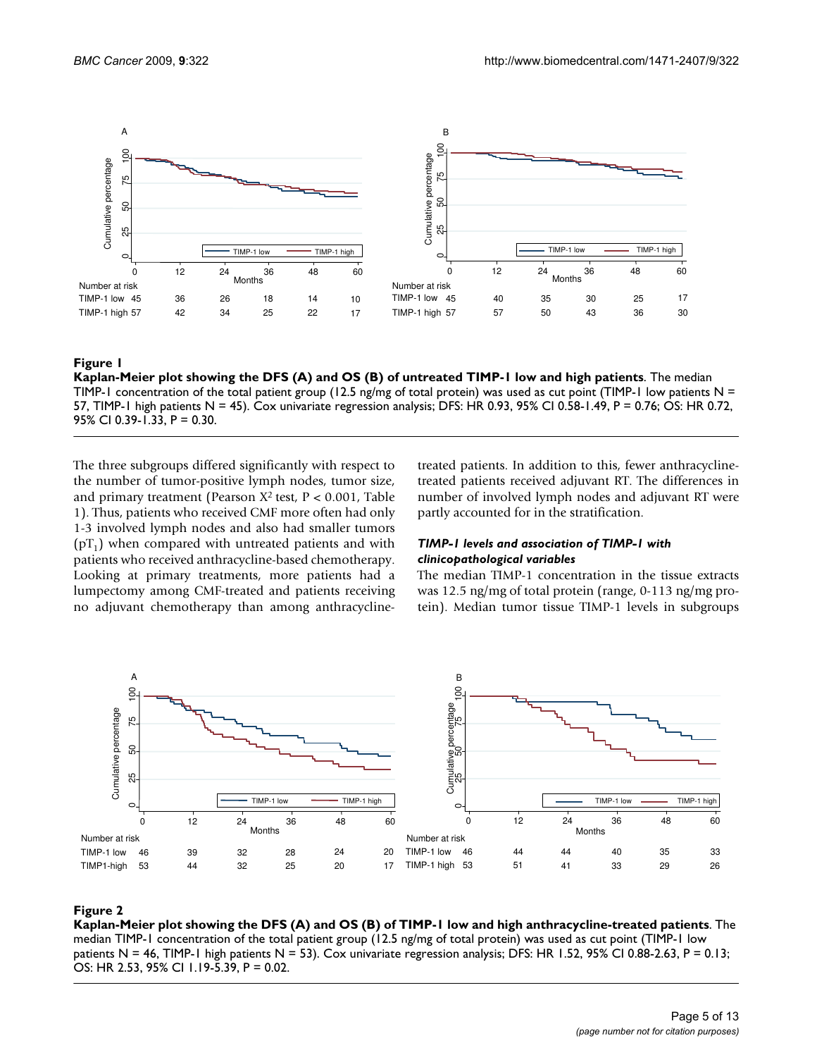**Figure 1**

**Kaplan-Meier plot showing the DFS (A) and OS (B) of untreated TIMP-1 low and high patients**. The median TIMP-1 concentration of the total patient group (12.5 ng/mg of total protein) was used as cut point (TIMP-1 low patients N = 57, TIMP-1 high patients N = 45). Cox univariate regression analysis; DFS: HR 0.93, 95% CI 0.58-1.49, P = 0.76; OS: HR 0.72, 95% CI 0.39-1.33, P = 0.30.

The three subgroups differed significantly with respect to the number of tumor-positive lymph nodes, tumor size, and primary treatment (Pearson $X^2$ test, $P < 0.001$, Table 1). Thus, patients who received CMF more often had only 1-3 involved lymph nodes and also had smaller tumors ($pT_1$) when compared with untreated patients and with patients who received anthracycline-based chemotherapy. Looking at primary treatments, more patients had a lumpectomy among CMF-treated and patients receiving no adjuvant chemotherapy than among anthracycline-treated patients. In addition to this, fewer anthracycline-treated patients received adjuvant RT. The differences in number of involved lymph nodes and adjuvant RT were partly accounted for in the stratification.

### *TIMP-1 levels and association of TIMP-1 with clinicopathological variables*

The median TIMP-1 concentration in the tissue extracts was 12.5 ng/mg of total protein (range, 0-113 ng/mg protein). Median tumor tissue TIMP-1 levels in subgroups

**Figure 2**

**Kaplan-Meier plot showing the DFS (A) and OS (B) of TIMP-1 low and high anthracycline-treated patients**. The median TIMP-1 concentration of the total patient group (12.5 ng/mg of total protein) was used as cut point (TIMP-1 low patients N = 46, TIMP-1 high patients N = 53). Cox univariate regression analysis; DFS: HR 1.52, 95% CI 0.88-2.63, P = 0.13; OS: HR 2.53, 95% CI 1.19-5.39, P = 0.02.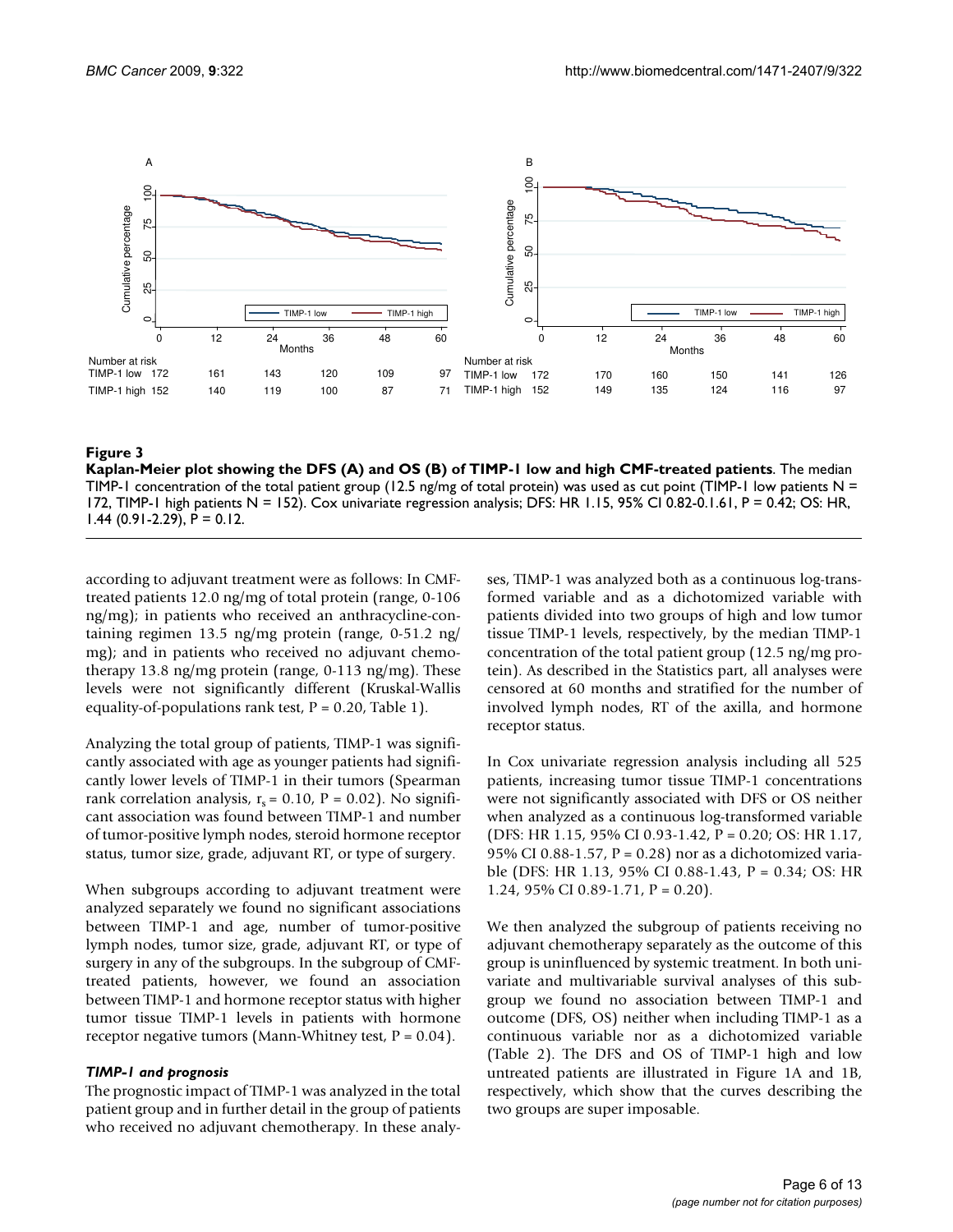**Figure 3**

**Kaplan-Meier plot showing the DFS (A) and OS (B) of TIMP-1 low and high CMF-treated patients**. The median TIMP-1 concentration of the total patient group (12.5 ng/mg of total protein) was used as cut point (TIMP-1 low patients N = 172, TIMP-1 high patients N = 152). Cox univariate regression analysis; DFS: HR 1.15, 95% CI 0.82-0.1.61, P = 0.42; OS: HR, 1.44 (0.91-2.29), P = 0.12.

according to adjuvant treatment were as follows: In CMF-treated patients 12.0 ng/mg of total protein (range, 0-106 ng/mg); in patients who received an anthracycline-containing regimen 13.5 ng/mg protein (range, 0-51.2 ng/mg); and in patients who received no adjuvant chemotherapy 13.8 ng/mg protein (range, 0-113 ng/mg). These levels were not significantly different (Kruskal-Wallis equality-of-populations rank test, P = 0.20, Table 1).

Analyzing the total group of patients, TIMP-1 was significantly associated with age as younger patients had significantly lower levels of TIMP-1 in their tumors (Spearman rank correlation analysis, $r_s = 0.10$, P = 0.02). No significant association was found between TIMP-1 and number of tumor-positive lymph nodes, steroid hormone receptor status, tumor size, grade, adjuvant RT, or type of surgery.

When subgroups according to adjuvant treatment were analyzed separately we found no significant associations between TIMP-1 and age, number of tumor-positive lymph nodes, tumor size, grade, adjuvant RT, or type of surgery in any of the subgroups. In the subgroup of CMF-treated patients, however, we found an association between TIMP-1 and hormone receptor status with higher tumor tissue TIMP-1 levels in patients with hormone receptor negative tumors (Mann-Whitney test, P = 0.04).

### *TIMP-1 and prognosis*

The prognostic impact of TIMP-1 was analyzed in the total patient group and in further detail in the group of patients who received no adjuvant chemotherapy. In these analyses, TIMP-1 was analyzed both as a continuous log-transformed variable and as a dichotomized variable with patients divided into two groups of high and low tumor tissue TIMP-1 levels, respectively, by the median TIMP-1 concentration of the total patient group (12.5 ng/mg protein). As described in the Statistics part, all analyses were censored at 60 months and stratified for the number of involved lymph nodes, RT of the axilla, and hormone receptor status.

In Cox univariate regression analysis including all 525 patients, increasing tumor tissue TIMP-1 concentrations were not significantly associated with DFS or OS neither when analyzed as a continuous log-transformed variable (DFS: HR 1.15, 95% CI 0.93-1.42, P = 0.20; OS: HR 1.17, 95% CI 0.88-1.57, P = 0.28) nor as a dichotomized variable (DFS: HR 1.13, 95% CI 0.88-1.43, P = 0.34; OS: HR 1.24, 95% CI 0.89-1.71, P = 0.20).

We then analyzed the subgroup of patients receiving no adjuvant chemotherapy separately as the outcome of this group is uninfluenced by systemic treatment. In both univariate and multivariable survival analyses of this subgroup we found no association between TIMP-1 and outcome (DFS, OS) neither when including TIMP-1 as a continuous variable nor as a dichotomized variable (Table 2). The DFS and OS of TIMP-1 high and low untreated patients are illustrated in Figure 1A and 1B, respectively, which show that the curves describing the two groups are super imposable.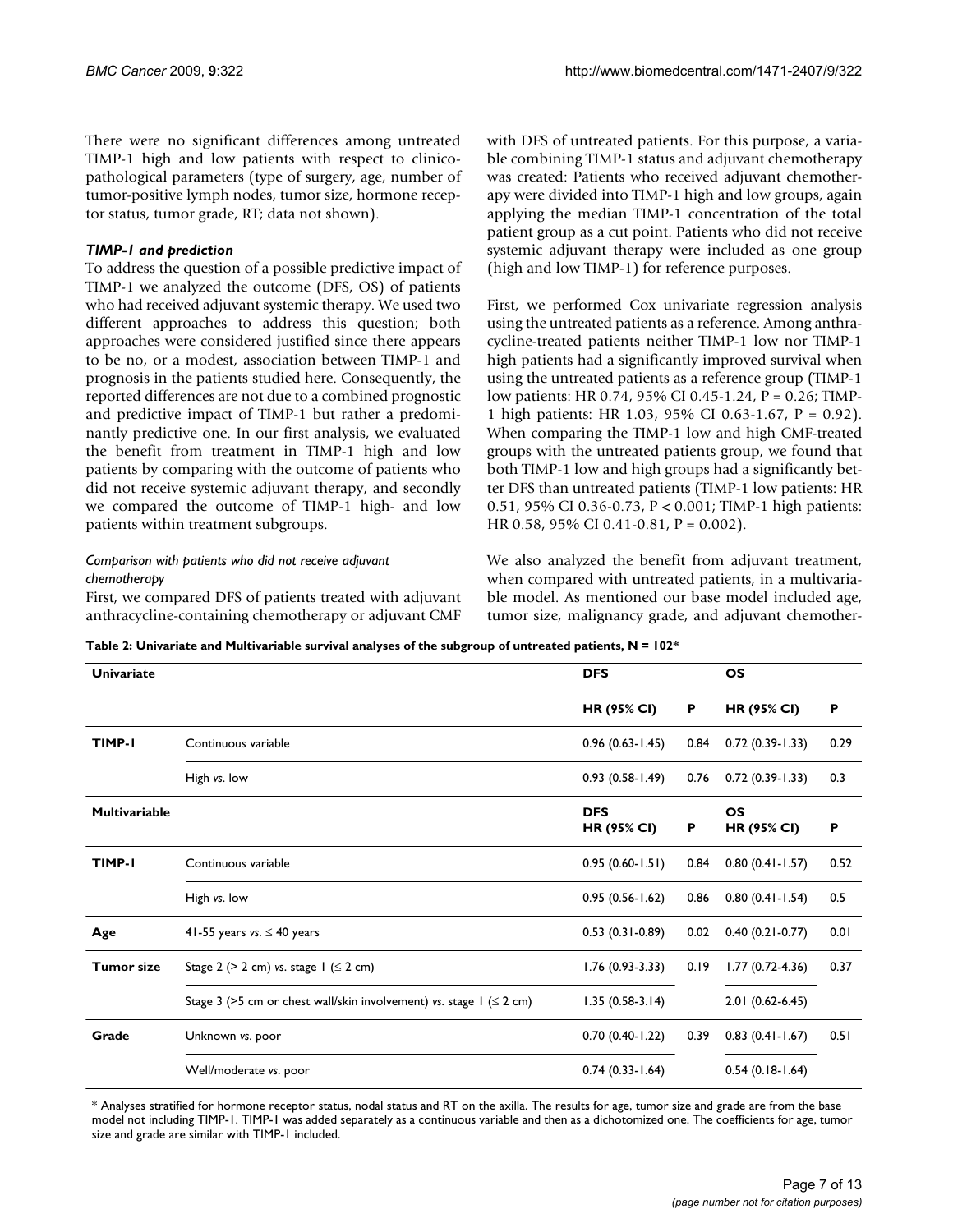There were no significant differences among untreated TIMP-1 high and low patients with respect to clinicopathological parameters (type of surgery, age, number of tumor-positive lymph nodes, tumor size, hormone receptor status, tumor grade, RT; data not shown).

### *TIMP-1 and prediction*

To address the question of a possible predictive impact of TIMP-1 we analyzed the outcome (DFS, OS) of patients who had received adjuvant systemic therapy. We used two different approaches to address this question; both approaches were considered justified since there appears to be no, or a modest, association between TIMP-1 and prognosis in the patients studied here. Consequently, the reported differences are not due to a combined prognostic and predictive impact of TIMP-1 but rather a predominantly predictive one. In our first analysis, we evaluated the benefit from treatment in TIMP-1 high and low patients by comparing with the outcome of patients who did not receive systemic adjuvant therapy, and secondly we compared the outcome of TIMP-1 high- and low patients within treatment subgroups.

#### *Comparison with patients who did not receive adjuvant chemotherapy*

First, we compared DFS of patients treated with adjuvant anthracycline-containing chemotherapy or adjuvant CMF with DFS of untreated patients. For this purpose, a variable combining TIMP-1 status and adjuvant chemotherapy was created: Patients who received adjuvant chemotherapy were divided into TIMP-1 high and low groups, again applying the median TIMP-1 concentration of the total patient group as a cut point. Patients who did not receive systemic adjuvant therapy were included as one group (high and low TIMP-1) for reference purposes.

First, we performed Cox univariate regression analysis using the untreated patients as a reference. Among anthracycline-treated patients neither TIMP-1 low nor TIMP-1 high patients had a significantly improved survival when using the untreated patients as a reference group (TIMP-1 low patients: HR 0.74, 95% CI 0.45-1.24, P = 0.26; TIMP-1 high patients: HR 1.03, 95% CI 0.63-1.67, P = 0.92). When comparing the TIMP-1 low and high CMF-treated groups with the untreated patients group, we found that both TIMP-1 low and high groups had a significantly better DFS than untreated patients (TIMP-1 low patients: HR 0.51, 95% CI 0.36-0.73, P < 0.001; TIMP-1 high patients: HR 0.58, 95% CI 0.41-0.81, P = 0.002).

We also analyzed the benefit from adjuvant treatment, when compared with untreated patients, in a multivariable model. As mentioned our base model included age, tumor size, malignancy grade, and adjuvant chemother-

**Table 2: Univariate and Multivariable survival analyses of the subgroup of untreated patients, N = 102***

| **Univariate** | | **DFS** | | **OS** | |
|---|---|---|---|---|---|
| | | **HR (95% CI)** | **P** | **HR (95% CI)** | **P** |
| **TIMP-1** | Continuous variable | 0.96 (0.63-1.45) | 0.84 | 0.72 (0.39-1.33) | 0.29 |
| | High *vs.* low | 0.93 (0.58-1.49) | 0.76 | 0.72 (0.39-1.33) | 0.3 |
| **Multivariable** | | **DFS HR (95% CI)** | **P** | **OS HR (95% CI)** | **P** |
| **TIMP-1** | Continuous variable | 0.95 (0.60-1.51) | 0.84 | 0.80 (0.41-1.57) | 0.52 |
| | High *vs.* low | 0.95 (0.56-1.62) | 0.86 | 0.80 (0.41-1.54) | 0.5 |
| **Age** | 41-55 years *vs.* ≤ 40 years | 0.53 (0.31-0.89) | 0.02 | 0.40 (0.21-0.77) | 0.01 |
| **Tumor size** | Stage 2 (> 2 cm) *vs.* stage 1 (≤ 2 cm) | 1.76 (0.93-3.33) | 0.19 | 1.77 (0.72-4.36) | 0.37 |
| | Stage 3 (>5 cm or chest wall/skin involvement) *vs.* stage 1 (≤ 2 cm) | 1.35 (0.58-3.14) | | 2.01 (0.62-6.45) | |
| **Grade** | Unknown *vs.* poor | 0.70 (0.40-1.22) | 0.39 | 0.83 (0.41-1.67) | 0.51 |
| | Well/moderate *vs.* poor | 0.74 (0.33-1.64) | | 0.54 (0.18-1.64) | |

* Analyses stratified for hormone receptor status, nodal status and RT on the axilla. The results for age, tumor size and grade are from the base model not including TIMP-1. TIMP-1 was added separately as a continuous variable and then as a dichotomized one. The coefficients for age, tumor size and grade are similar with TIMP-1 included.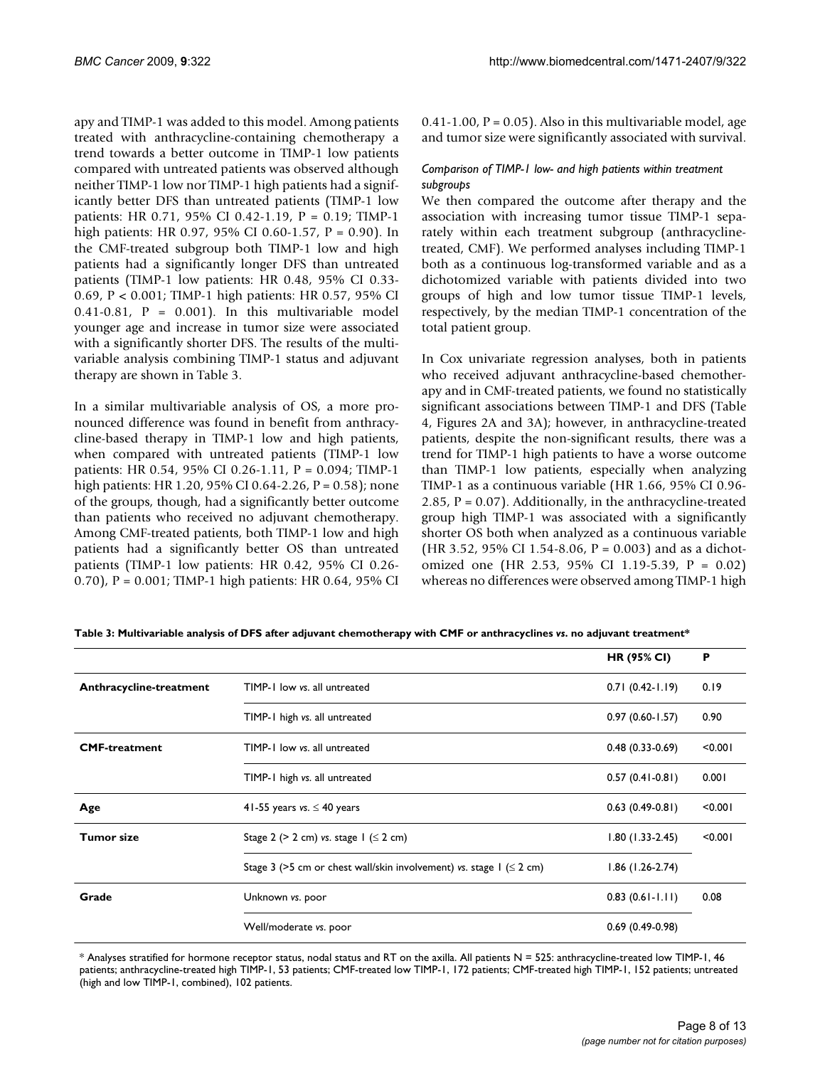apy and TIMP-1 was added to this model. Among patients treated with anthracycline-containing chemotherapy a trend towards a better outcome in TIMP-1 low patients compared with untreated patients was observed although neither TIMP-1 low nor TIMP-1 high patients had a significantly better DFS than untreated patients (TIMP-1 low patients: HR 0.71, 95% CI 0.42-1.19, P = 0.19; TIMP-1 high patients: HR 0.97, 95% CI 0.60-1.57, P = 0.90). In the CMF-treated subgroup both TIMP-1 low and high patients had a significantly longer DFS than untreated patients (TIMP-1 low patients: HR 0.48, 95% CI 0.33-0.69, P < 0.001; TIMP-1 high patients: HR 0.57, 95% CI 0.41-0.81, P = 0.001). In this multivariable model younger age and increase in tumor size were associated with a significantly shorter DFS. The results of the multivariable analysis combining TIMP-1 status and adjuvant therapy are shown in Table 3.

In a similar multivariable analysis of OS, a more pronounced difference was found in benefit from anthracycline-based therapy in TIMP-1 low and high patients, when compared with untreated patients (TIMP-1 low patients: HR 0.54, 95% CI 0.26-1.11, P = 0.094; TIMP-1 high patients: HR 1.20, 95% CI 0.64-2.26, P = 0.58); none of the groups, though, had a significantly better outcome than patients who received no adjuvant chemotherapy. Among CMF-treated patients, both TIMP-1 low and high patients had a significantly better OS than untreated patients (TIMP-1 low patients: HR 0.42, 95% CI 0.26-0.70), P = 0.001; TIMP-1 high patients: HR 0.64, 95% CI 0.41-1.00, P = 0.05). Also in this multivariable model, age and tumor size were significantly associated with survival.

### *Comparison of TIMP-1 low- and high patients within treatment subgroups*

We then compared the outcome after therapy and the association with increasing tumor tissue TIMP-1 separately within each treatment subgroup (anthracycline-treated, CMF). We performed analyses including TIMP-1 both as a continuous log-transformed variable and as a dichotomized variable with patients divided into two groups of high and low tumor tissue TIMP-1 levels, respectively, by the median TIMP-1 concentration of the total patient group.

In Cox univariate regression analyses, both in patients who received adjuvant anthracycline-based chemotherapy and in CMF-treated patients, we found no statistically significant associations between TIMP-1 and DFS (Table 4, Figures 2A and 3A); however, in anthracycline-treated patients, despite the non-significant results, there was a trend for TIMP-1 high patients to have a worse outcome than TIMP-1 low patients, especially when analyzing TIMP-1 as a continuous variable (HR 1.66, 95% CI 0.96-2.85, P = 0.07). Additionally, in the anthracycline-treated group high TIMP-1 was associated with a significantly shorter OS both when analyzed as a continuous variable (HR 3.52, 95% CI 1.54-8.06, P = 0.003) and as a dichotomized one (HR 2.53, 95% CI 1.19-5.39, P = 0.02) whereas no differences were observed among TIMP-1 high

**Table 3: Multivariable analysis of DFS after adjuvant chemotherapy with CMF or anthracyclines *vs.* no adjuvant treatment***

| | | HR (95% CI) | P |
|---|---|---|---|
| **Anthracycline-treatment** | TIMP-1 low *vs.* all untreated | 0.71 (0.42-1.19) | 0.19 |
| | TIMP-1 high *vs.* all untreated | 0.97 (0.60-1.57) | 0.90 |
| **CMF-treatment** | TIMP-1 low *vs.* all untreated | 0.48 (0.33-0.69) | <0.001 |
| | TIMP-1 high *vs.* all untreated | 0.57 (0.41-0.81) | 0.001 |
| **Age** | 41-55 years *vs.* ≤ 40 years | 0.63 (0.49-0.81) | <0.001 |
| **Tumor size** | Stage 2 (> 2 cm) *vs.* stage 1 (≤ 2 cm) | 1.80 (1.33-2.45) | <0.001 |
| | Stage 3 (>5 cm or chest wall/skin involvement) *vs.* stage 1 (≤ 2 cm) | 1.86 (1.26-2.74) | |
| **Grade** | Unknown *vs.* poor | 0.83 (0.61-1.11) | 0.08 |
| | Well/moderate *vs.* poor | 0.69 (0.49-0.98) | |

* Analyses stratified for hormone receptor status, nodal status and RT on the axilla. All patients N = 525: anthracycline-treated low TIMP-1, 46 patients; anthracycline-treated high TIMP-1, 53 patients; CMF-treated low TIMP-1, 172 patients; CMF-treated high TIMP-1, 152 patients; untreated (high and low TIMP-1, combined), 102 patients.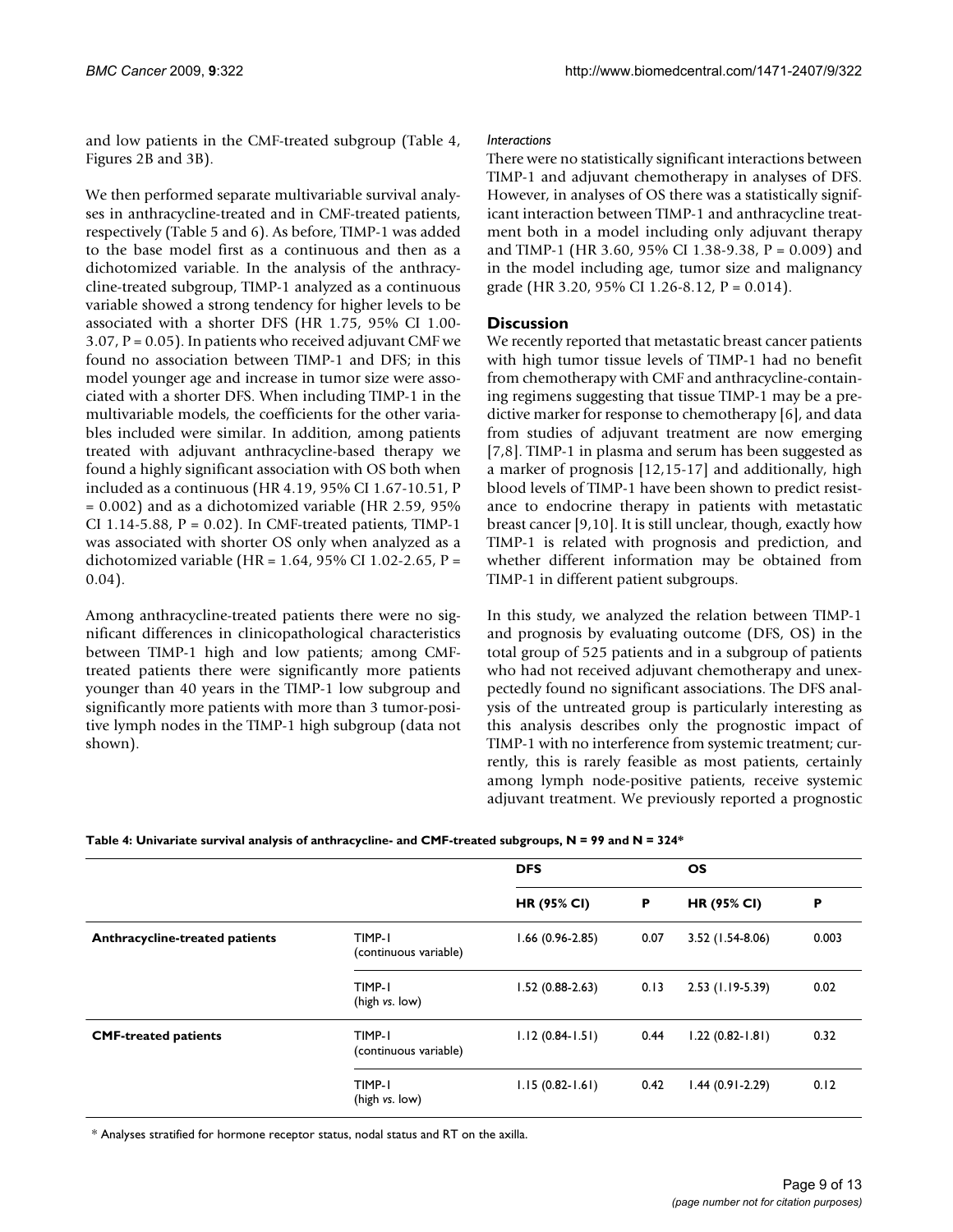and low patients in the CMF-treated subgroup (Table 4, Figures 2B and 3B).

We then performed separate multivariable survival analyses in anthracycline-treated and in CMF-treated patients, respectively (Table 5 and 6). As before, TIMP-1 was added to the base model first as a continuous and then as a dichotomized variable. In the analysis of the anthracycline-treated subgroup, TIMP-1 analyzed as a continuous variable showed a strong tendency for higher levels to be associated with a shorter DFS (HR 1.75, 95% CI 1.00-3.07, P = 0.05). In patients who received adjuvant CMF we found no association between TIMP-1 and DFS; in this model younger age and increase in tumor size were associated with a shorter DFS. When including TIMP-1 in the multivariable models, the coefficients for the other variables included were similar. In addition, among patients treated with adjuvant anthracycline-based therapy we found a highly significant association with OS both when included as a continuous (HR 4.19, 95% CI 1.67-10.51, P = 0.002) and as a dichotomized variable (HR 2.59, 95% CI 1.14-5.88, P = 0.02). In CMF-treated patients, TIMP-1 was associated with shorter OS only when analyzed as a dichotomized variable (HR = 1.64, 95% CI 1.02-2.65, P = 0.04).

Among anthracycline-treated patients there were no significant differences in clinicopathological characteristics between TIMP-1 high and low patients; among CMF-treated patients there were significantly more patients younger than 40 years in the TIMP-1 low subgroup and significantly more patients with more than 3 tumor-positive lymph nodes in the TIMP-1 high subgroup (data not shown).

*Interactions*

There were no statistically significant interactions between TIMP-1 and adjuvant chemotherapy in analyses of DFS. However, in analyses of OS there was a statistically significant interaction between TIMP-1 and anthracycline treatment both in a model including only adjuvant therapy and TIMP-1 (HR 3.60, 95% CI 1.38-9.38, P = 0.009) and in the model including age, tumor size and malignancy grade (HR 3.20, 95% CI 1.26-8.12, P = 0.014).

## Discussion

We recently reported that metastatic breast cancer patients with high tumor tissue levels of TIMP-1 had no benefit from chemotherapy with CMF and anthracycline-containing regimens suggesting that tissue TIMP-1 may be a predictive marker for response to chemotherapy [6], and data from studies of adjuvant treatment are now emerging [7,8]. TIMP-1 in plasma and serum has been suggested as a marker of prognosis [12,15-17] and additionally, high blood levels of TIMP-1 have been shown to predict resistance to endocrine therapy in patients with metastatic breast cancer [9,10]. It is still unclear, though, exactly how TIMP-1 is related with prognosis and prediction, and whether different information may be obtained from TIMP-1 in different patient subgroups.

In this study, we analyzed the relation between TIMP-1 and prognosis by evaluating outcome (DFS, OS) in the total group of 525 patients and in a subgroup of patients who had not received adjuvant chemotherapy and unexpectedly found no significant associations. The DFS analysis of the untreated group is particularly interesting as this analysis describes only the prognostic impact of TIMP-1 with no interference from systemic treatment; currently, this is rarely feasible as most patients, certainly among lymph node-positive patients, receive systemic adjuvant treatment. We previously reported a prognostic

**Table 4: Univariate survival analysis of anthracycline- and CMF-treated subgroups, N = 99 and N = 324***

| | | DFS | | OS | |
|---|---|---|---|---|---|
| | | **HR (95% CI)** | **P** | **HR (95% CI)** | **P** |
| **Anthracycline-treated patients** | TIMP-1 (continuous variable) | 1.66 (0.96-2.85) | 0.07 | 3.52 (1.54-8.06) | 0.003 |
| | TIMP-1 (high *vs.* low) | 1.52 (0.88-2.63) | 0.13 | 2.53 (1.19-5.39) | 0.02 |
| **CMF-treated patients** | TIMP-1 (continuous variable) | 1.12 (0.84-1.51) | 0.44 | 1.22 (0.82-1.81) | 0.32 |
| | TIMP-1 (high *vs.* low) | 1.15 (0.82-1.61) | 0.42 | 1.44 (0.91-2.29) | 0.12 |

* Analyses stratified for hormone receptor status, nodal status and RT on the axilla.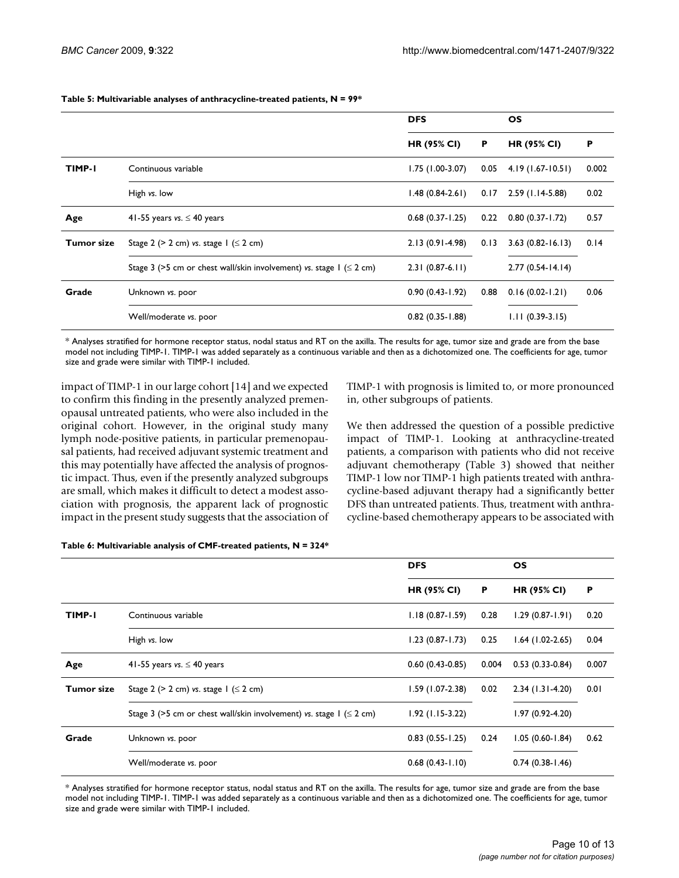**Table 5: Multivariable analyses of anthracycline-treated patients, N = 99***

| | | DFS | | OS | |
|---|---|---|---|---|---|
| | | HR (95% CI) | P | HR (95% CI) | P |
| **TIMP-1** | Continuous variable | 1.75 (1.00-3.07) | 0.05 | 4.19 (1.67-10.51) | 0.002 |
| | High *vs.* low | 1.48 (0.84-2.61) | 0.17 | 2.59 (1.14-5.88) | 0.02 |
| **Age** | 41-55 years *vs.* ≤ 40 years | 0.68 (0.37-1.25) | 0.22 | 0.80 (0.37-1.72) | 0.57 |
| **Tumor size** | Stage 2 (> 2 cm) *vs.* stage 1 (≤ 2 cm) | 2.13 (0.91-4.98) | 0.13 | 3.63 (0.82-16.13) | 0.14 |
| | Stage 3 (>5 cm or chest wall/skin involvement) *vs.* stage 1 (≤ 2 cm) | 2.31 (0.87-6.11) | | 2.77 (0.54-14.14) | |
| **Grade** | Unknown *vs.* poor | 0.90 (0.43-1.92) | 0.88 | 0.16 (0.02-1.21) | 0.06 |
| | Well/moderate *vs.* poor | 0.82 (0.35-1.88) | | 1.11 (0.39-3.15) | |

* Analyses stratified for hormone receptor status, nodal status and RT on the axilla. The results for age, tumor size and grade are from the base model not including TIMP-1. TIMP-1 was added separately as a continuous variable and then as a dichotomized one. The coefficients for age, tumor size and grade were similar with TIMP-1 included.

impact of TIMP-1 in our large cohort [14] and we expected to confirm this finding in the presently analyzed premenopausal untreated patients, who were also included in the original cohort. However, in the original study many lymph node-positive patients, in particular premenopausal patients, had received adjuvant systemic treatment and this may potentially have affected the analysis of prognostic impact. Thus, even if the presently analyzed subgroups are small, which makes it difficult to detect a modest association with prognosis, the apparent lack of prognostic impact in the present study suggests that the association of TIMP-1 with prognosis is limited to, or more pronounced in, other subgroups of patients.

We then addressed the question of a possible predictive impact of TIMP-1. Looking at anthracycline-treated patients, a comparison with patients who did not receive adjuvant chemotherapy (Table 3) showed that neither TIMP-1 low nor TIMP-1 high patients treated with anthracycline-based adjuvant therapy had a significantly better DFS than untreated patients. Thus, treatment with anthracycline-based chemotherapy appears to be associated with

**Table 6: Multivariable analysis of CMF-treated patients, N = 324***

| | | DFS | | OS | |
|---|---|---|---|---|---|
| | | HR (95% CI) | P | HR (95% CI) | P |
| **TIMP-1** | Continuous variable | 1.18 (0.87-1.59) | 0.28 | 1.29 (0.87-1.91) | 0.20 |
| | High *vs.* low | 1.23 (0.87-1.73) | 0.25 | 1.64 (1.02-2.65) | 0.04 |
| **Age** | 41-55 years *vs.* ≤ 40 years | 0.60 (0.43-0.85) | 0.004 | 0.53 (0.33-0.84) | 0.007 |
| **Tumor size** | Stage 2 (> 2 cm) *vs.* stage 1 (≤ 2 cm) | 1.59 (1.07-2.38) | 0.02 | 2.34 (1.31-4.20) | 0.01 |
| | Stage 3 (>5 cm or chest wall/skin involvement) *vs.* stage 1 (≤ 2 cm) | 1.92 (1.15-3.22) | | 1.97 (0.92-4.20) | |
| **Grade** | Unknown *vs.* poor | 0.83 (0.55-1.25) | 0.24 | 1.05 (0.60-1.84) | 0.62 |
| | Well/moderate *vs.* poor | 0.68 (0.43-1.10) | | 0.74 (0.38-1.46) | |

* Analyses stratified for hormone receptor status, nodal status and RT on the axilla. The results for age, tumor size and grade are from the base model not including TIMP-1. TIMP-1 was added separately as a continuous variable and then as a dichotomized one. The coefficients for age, tumor size and grade were similar with TIMP-1 included.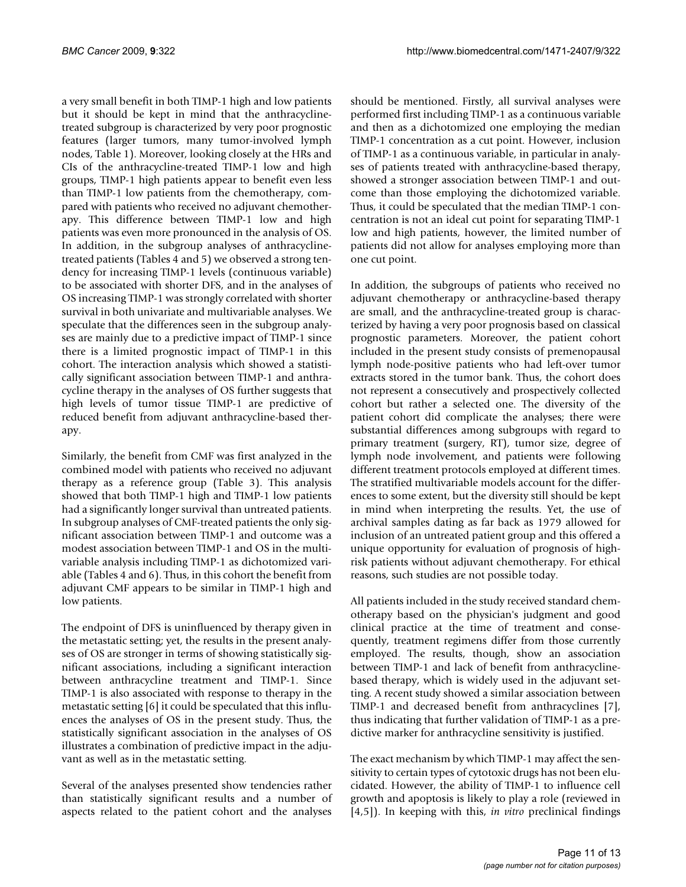a very small benefit in both TIMP-1 high and low patients but it should be kept in mind that the anthracycline-treated subgroup is characterized by very poor prognostic features (larger tumors, many tumor-involved lymph nodes, Table 1). Moreover, looking closely at the HRs and CIs of the anthracycline-treated TIMP-1 low and high groups, TIMP-1 high patients appear to benefit even less than TIMP-1 low patients from the chemotherapy, compared with patients who received no adjuvant chemotherapy. This difference between TIMP-1 low and high patients was even more pronounced in the analysis of OS. In addition, in the subgroup analyses of anthracycline-treated patients (Tables 4 and 5) we observed a strong tendency for increasing TIMP-1 levels (continuous variable) to be associated with shorter DFS, and in the analyses of OS increasing TIMP-1 was strongly correlated with shorter survival in both univariate and multivariable analyses. We speculate that the differences seen in the subgroup analyses are mainly due to a predictive impact of TIMP-1 since there is a limited prognostic impact of TIMP-1 in this cohort. The interaction analysis which showed a statistically significant association between TIMP-1 and anthracycline therapy in the analyses of OS further suggests that high levels of tumor tissue TIMP-1 are predictive of reduced benefit from adjuvant anthracycline-based therapy.

Similarly, the benefit from CMF was first analyzed in the combined model with patients who received no adjuvant therapy as a reference group (Table 3). This analysis showed that both TIMP-1 high and TIMP-1 low patients had a significantly longer survival than untreated patients. In subgroup analyses of CMF-treated patients the only significant association between TIMP-1 and outcome was a modest association between TIMP-1 and OS in the multivariable analysis including TIMP-1 as dichotomized variable (Tables 4 and 6). Thus, in this cohort the benefit from adjuvant CMF appears to be similar in TIMP-1 high and low patients.

The endpoint of DFS is uninfluenced by therapy given in the metastatic setting; yet, the results in the present analyses of OS are stronger in terms of showing statistically significant associations, including a significant interaction between anthracycline treatment and TIMP-1. Since TIMP-1 is also associated with response to therapy in the metastatic setting [6] it could be speculated that this influences the analyses of OS in the present study. Thus, the statistically significant association in the analyses of OS illustrates a combination of predictive impact in the adjuvant as well as in the metastatic setting.

Several of the analyses presented show tendencies rather than statistically significant results and a number of aspects related to the patient cohort and the analyses should be mentioned. Firstly, all survival analyses were performed first including TIMP-1 as a continuous variable and then as a dichotomized one employing the median TIMP-1 concentration as a cut point. However, inclusion of TIMP-1 as a continuous variable, in particular in analyses of patients treated with anthracycline-based therapy, showed a stronger association between TIMP-1 and outcome than those employing the dichotomized variable. Thus, it could be speculated that the median TIMP-1 concentration is not an ideal cut point for separating TIMP-1 low and high patients, however, the limited number of patients did not allow for analyses employing more than one cut point.

In addition, the subgroups of patients who received no adjuvant chemotherapy or anthracycline-based therapy are small, and the anthracycline-treated group is characterized by having a very poor prognosis based on classical prognostic parameters. Moreover, the patient cohort included in the present study consists of premenopausal lymph node-positive patients who had left-over tumor extracts stored in the tumor bank. Thus, the cohort does not represent a consecutively and prospectively collected cohort but rather a selected one. The diversity of the patient cohort did complicate the analyses; there were substantial differences among subgroups with regard to primary treatment (surgery, RT), tumor size, degree of lymph node involvement, and patients were following different treatment protocols employed at different times. The stratified multivariable models account for the differences to some extent, but the diversity still should be kept in mind when interpreting the results. Yet, the use of archival samples dating as far back as 1979 allowed for inclusion of an untreated patient group and this offered a unique opportunity for evaluation of prognosis of high-risk patients without adjuvant chemotherapy. For ethical reasons, such studies are not possible today.

All patients included in the study received standard chemotherapy based on the physician's judgment and good clinical practice at the time of treatment and consequently, treatment regimens differ from those currently employed. The results, though, show an association between TIMP-1 and lack of benefit from anthracycline-based therapy, which is widely used in the adjuvant setting. A recent study showed a similar association between TIMP-1 and decreased benefit from anthracyclines [7], thus indicating that further validation of TIMP-1 as a predictive marker for anthracycline sensitivity is justified.

The exact mechanism by which TIMP-1 may affect the sensitivity to certain types of cytotoxic drugs has not been elucidated. However, the ability of TIMP-1 to influence cell growth and apoptosis is likely to play a role (reviewed in [4,5]). In keeping with this, *in vitro* preclinical findings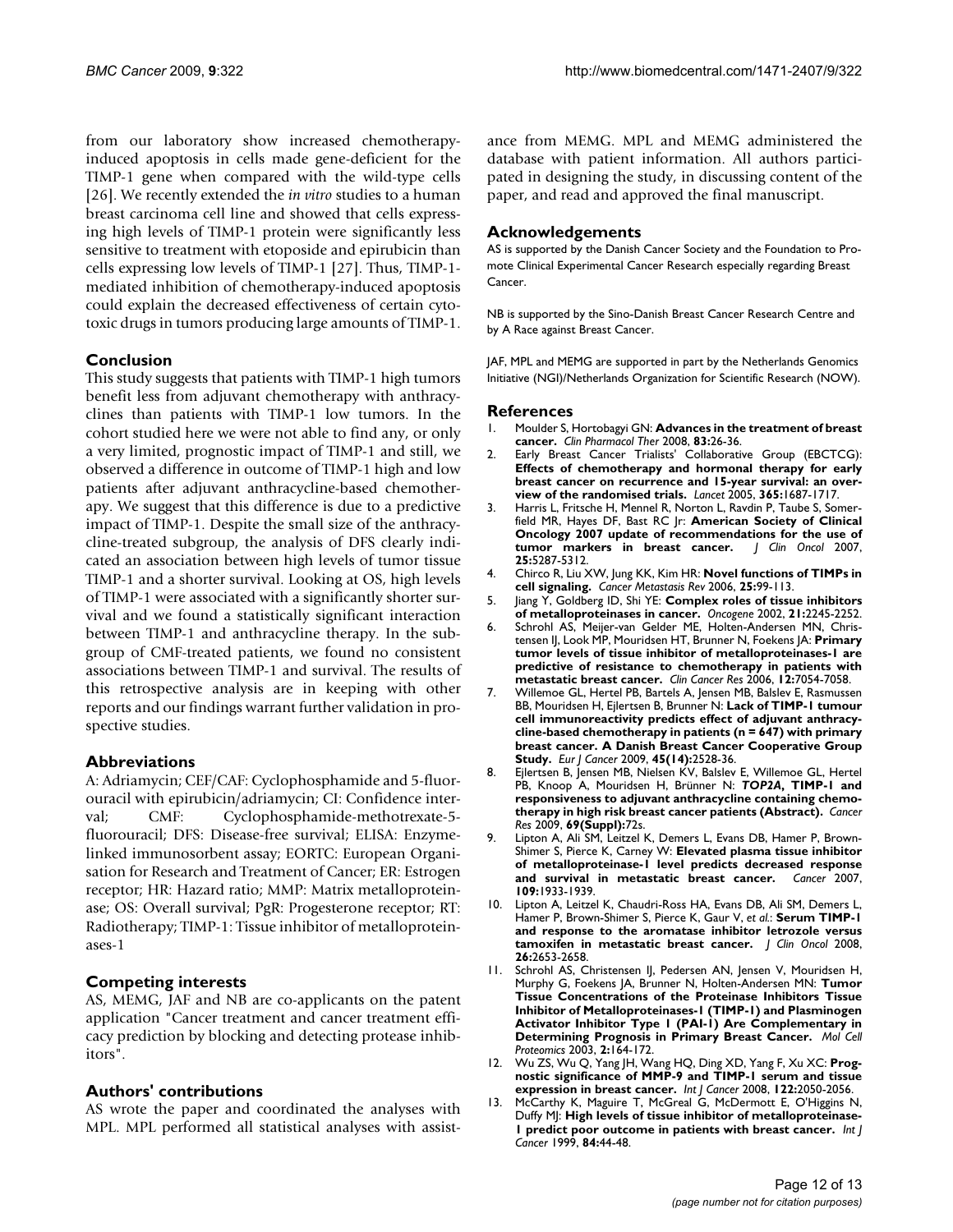from our laboratory show increased chemotherapy-induced apoptosis in cells made gene-deficient for the TIMP-1 gene when compared with the wild-type cells [26]. We recently extended the *in vitro* studies to a human breast carcinoma cell line and showed that cells expressing high levels of TIMP-1 protein were significantly less sensitive to treatment with etoposide and epirubicin than cells expressing low levels of TIMP-1 [27]. Thus, TIMP-1-mediated inhibition of chemotherapy-induced apoptosis could explain the decreased effectiveness of certain cytotoxic drugs in tumors producing large amounts of TIMP-1.

## Conclusion

This study suggests that patients with TIMP-1 high tumors benefit less from adjuvant chemotherapy with anthracyclines than patients with TIMP-1 low tumors. In the cohort studied here we were not able to find any, or only a very limited, prognostic impact of TIMP-1 and still, we observed a difference in outcome of TIMP-1 high and low patients after adjuvant anthracycline-based chemotherapy. We suggest that this difference is due to a predictive impact of TIMP-1. Despite the small size of the anthracycline-treated subgroup, the analysis of DFS clearly indicated an association between high levels of tumor tissue TIMP-1 and a shorter survival. Looking at OS, high levels of TIMP-1 were associated with a significantly shorter survival and we found a statistically significant interaction between TIMP-1 and anthracycline therapy. In the subgroup of CMF-treated patients, we found no consistent associations between TIMP-1 and survival. The results of this retrospective analysis are in keeping with other reports and our findings warrant further validation in prospective studies.

## Abbreviations

A: Adriamycin; CEF/CAF: Cyclophosphamide and 5-fluorouracil with epirubicin/adriamycin; CI: Confidence interval; CMF: Cyclophosphamide-methotrexate-5-fluorouracil; DFS: Disease-free survival; ELISA: Enzyme-linked immunosorbent assay; EORTC: European Organisation for Research and Treatment of Cancer; ER: Estrogen receptor; HR: Hazard ratio; MMP: Matrix metalloproteinase; OS: Overall survival; PgR: Progesterone receptor; RT: Radiotherapy; TIMP-1: Tissue inhibitor of metalloproteinases-1

## Competing interests

AS, MEMG, JAF and NB are co-applicants on the patent application "Cancer treatment and cancer treatment efficacy prediction by blocking and detecting protease inhibitors".

## Authors' contributions

AS wrote the paper and coordinated the analyses with MPL. MPL performed all statistical analyses with assistance from MEMG. MPL and MEMG administered the database with patient information. All authors participated in designing the study, in discussing content of the paper, and read and approved the final manuscript.

## Acknowledgements

AS is supported by the Danish Cancer Society and the Foundation to Promote Clinical Experimental Cancer Research especially regarding Breast Cancer.

NB is supported by the Sino-Danish Breast Cancer Research Centre and by A Race against Breast Cancer.

JAF, MPL and MEMG are supported in part by the Netherlands Genomics Initiative (NGI)/Netherlands Organization for Scientific Research (NOW).

## References

1. Moulder S, Hortobagyi GN: **Advances in the treatment of breast cancer.** *Clin Pharmacol Ther* 2008, **83:**26-36.
2. Early Breast Cancer Trialists' Collaborative Group (EBCTCG): **Effects of chemotherapy and hormonal therapy for early breast cancer on recurrence and 15-year survival: an overview of the randomised trials.** *Lancet* 2005, **365:**1687-1717.
3. Harris L, Fritsche H, Mennel R, Norton L, Ravdin P, Taube S, Somerfield MR, Hayes DF, Bast RC Jr: **American Society of Clinical Oncology 2007 update of recommendations for the use of tumor markers in breast cancer.** *J Clin Oncol* 2007, **25:**5287-5312.
4. Chirco R, Liu XW, Jung KK, Kim HR: **Novel functions of TIMPs in cell signaling.** *Cancer Metastasis Rev* 2006, **25:**99-113.
5. Jiang Y, Goldberg ID, Shi YE: **Complex roles of tissue inhibitors of metalloproteinases in cancer.** *Oncogene* 2002, **21:**2245-2252.
6. Schrohl AS, Meijer-van Gelder ME, Holten-Andersen MN, Christensen IJ, Look MP, Mouridsen HT, Brunner N, Foekens JA: **Primary tumor levels of tissue inhibitor of metalloproteinases-1 are predictive of resistance to chemotherapy in patients with metastatic breast cancer.** *Clin Cancer Res* 2006, **12:**7054-7058.
7. Willemoe GL, Hertel PB, Bartels A, Jensen MB, Balslev E, Rasmussen BB, Mouridsen H, Ejlertsen B, Brunner N: **Lack of TIMP-1 tumour cell immunoreactivity predicts effect of adjuvant anthracycline-based chemotherapy in patients (n = 647) with primary breast cancer. A Danish Breast Cancer Cooperative Group Study.** *Eur J Cancer* 2009, **45(14):**2528-36.
8. Ejlertsen B, Jensen MB, Nielsen KV, Balslev E, Willemoe GL, Hertel PB, Knoop A, Mouridsen H, Brünner N: ***TOP2A*, TIMP-1 and responsiveness to adjuvant anthracycline containing chemotherapy in high risk breast cancer patients (Abstract).** *Cancer Res* 2009, **69(Suppl):**72s.
9. Lipton A, Ali SM, Leitzel K, Demers L, Evans DB, Hamer P, Brown-Shimer S, Pierce K, Carney W: **Elevated plasma tissue inhibitor of metalloproteinase-1 level predicts decreased response and survival in metastatic breast cancer.** *Cancer* 2007, **109:**1933-1939.
10. Lipton A, Leitzel K, Chaudri-Ross HA, Evans DB, Ali SM, Demers L, Hamer P, Brown-Shimer S, Pierce K, Gaur V, *et al.*: **Serum TIMP-1 and response to the aromatase inhibitor letrozole versus tamoxifen in metastatic breast cancer.** *J Clin Oncol* 2008, **26:**2653-2658.
11. Schrohl AS, Christensen IJ, Pedersen AN, Jensen V, Mouridsen H, Murphy G, Foekens JA, Brunner N, Holten-Andersen MN: **Tumor Tissue Concentrations of the Proteinase Inhibitors Tissue Inhibitor of Metalloproteinases-1 (TIMP-1) and Plasminogen Activator Inhibitor Type 1 (PAI-1) Are Complementary in Determining Prognosis in Primary Breast Cancer.** *Mol Cell Proteomics* 2003, **2:**164-172.
12. Wu ZS, Wu Q, Yang JH, Wang HQ, Ding XD, Yang F, Xu XC: **Prognostic significance of MMP-9 and TIMP-1 serum and tissue expression in breast cancer.** *Int J Cancer* 2008, **122:**2050-2056.
13. McCarthy K, Maguire T, McGreal G, McDermott E, O'Higgins N, Duffy MJ: **High levels of tissue inhibitor of metalloproteinase-1 predict poor outcome in patients with breast cancer.** *Int J Cancer* 1999, **84:**44-48.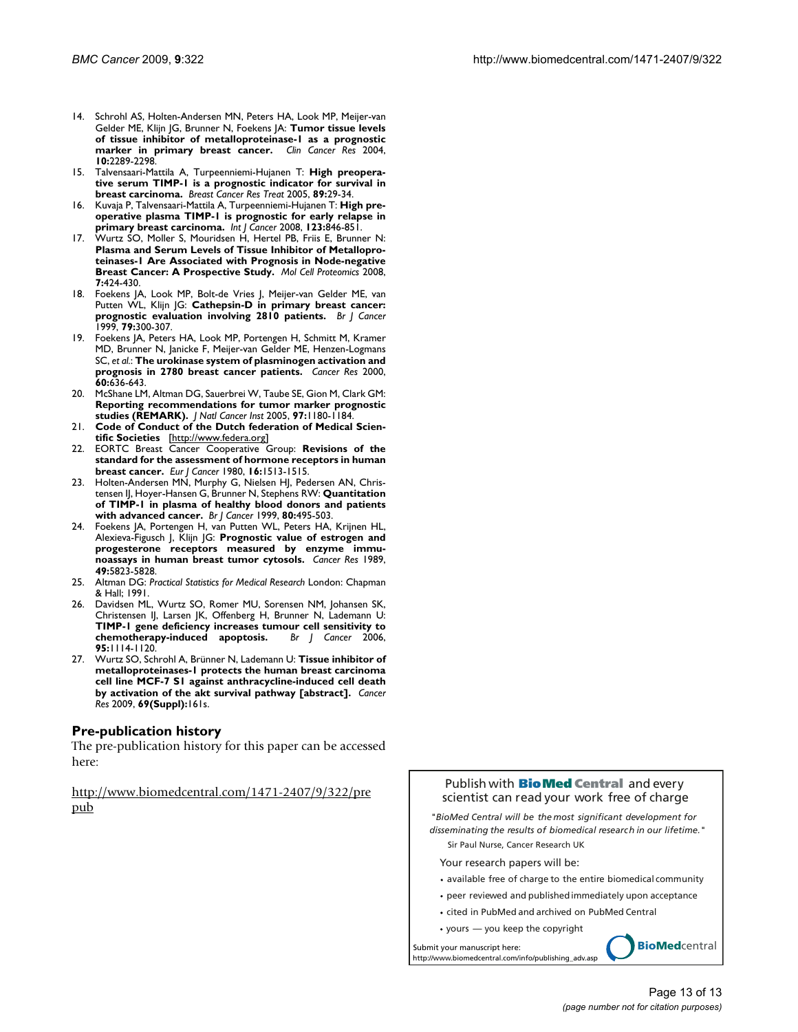14. Schrohl AS, Holten-Andersen MN, Peters HA, Look MP, Meijer-van Gelder ME, Klijn JG, Brunner N, Foekens JA: **Tumor tissue levels of tissue inhibitor of metalloproteinase-1 as a prognostic marker in primary breast cancer.** *Clin Cancer Res* 2004, **10:**2289-2298.
15. Talvensaari-Mattila A, Turpeenniemi-Hujanen T: **High preoperative serum TIMP-1 is a prognostic indicator for survival in breast carcinoma.** *Breast Cancer Res Treat* 2005, **89:**29-34.
16. Kuvaja P, Talvensaari-Mattila A, Turpeenniemi-Hujanen T: **High preoperative plasma TIMP-1 is prognostic for early relapse in primary breast carcinoma.** *Int J Cancer* 2008, **123:**846-851.
17. Wurtz SO, Moller S, Mouridsen H, Hertel PB, Friis E, Brunner N: **Plasma and Serum Levels of Tissue Inhibitor of Metalloproteinases-1 Are Associated with Prognosis in Node-negative Breast Cancer: A Prospective Study.** *Mol Cell Proteomics* 2008, **7:**424-430.
18. Foekens JA, Look MP, Bolt-de Vries J, Meijer-van Gelder ME, van Putten WL, Klijn JG: **Cathepsin-D in primary breast cancer: prognostic evaluation involving 2810 patients.** *Br J Cancer* 1999, **79:**300-307.
19. Foekens JA, Peters HA, Look MP, Portengen H, Schmitt M, Kramer MD, Brunner N, Janicke F, Meijer-van Gelder ME, Henzen-Logmans SC, *et al.*: **The urokinase system of plasminogen activation and prognosis in 2780 breast cancer patients.** *Cancer Res* 2000, **60:**636-643.
20. McShane LM, Altman DG, Sauerbrei W, Taube SE, Gion M, Clark GM: **Reporting recommendations for tumor marker prognostic studies (REMARK).** *J Natl Cancer Inst* 2005, **97:**1180-1184.
21. **Code of Conduct of the Dutch federation of Medical Scientific Societies** [http://www.federa.org]
22. EORTC Breast Cancer Cooperative Group: **Revisions of the standard for the assessment of hormone receptors in human breast cancer.** *Eur J Cancer* 1980, **16:**1513-1515.
23. Holten-Andersen MN, Murphy G, Nielsen HJ, Pedersen AN, Christensen IJ, Hoyer-Hansen G, Brunner N, Stephens RW: **Quantitation of TIMP-1 in plasma of healthy blood donors and patients with advanced cancer.** *Br J Cancer* 1999, **80:**495-503.
24. Foekens JA, Portengen H, van Putten WL, Peters HA, Krijnen HL, Alexieva-Figusch J, Klijn JG: **Prognostic value of estrogen and progesterone receptors measured by enzyme immunoassays in human breast tumor cytosols.** *Cancer Res* 1989, **49:**5823-5828.
25. Altman DG: *Practical Statistics for Medical Research* London: Chapman & Hall; 1991.
26. Davidsen ML, Wurtz SO, Romer MU, Sorensen NM, Johansen SK, Christensen IJ, Larsen JK, Offenberg H, Brunner N, Lademann U: **TIMP-1 gene deficiency increases tumour cell sensitivity to chemotherapy-induced apoptosis.** *Br J Cancer* 2006, **95:**1114-1120.
27. Wurtz SO, Schrohl A, Brünner N, Lademann U: **Tissue inhibitor of metalloproteinases-1 protects the human breast carcinoma cell line MCF-7 S1 against anthracycline-induced cell death by activation of the akt survival pathway [abstract].** *Cancer Res* 2009, **69(Suppl):**161s.

## Pre-publication history

The pre-publication history for this paper can be accessed here:

http://www.biomedcentral.com/1471-2407/9/322/prepub

Publish with **BioMed Central** and every scientist can read your work free of charge

*"BioMed Central will be the most significant development for disseminating the results of biomedical research in our lifetime."*
Sir Paul Nurse, Cancer Research UK

Your research papers will be:

- available free of charge to the entire biomedical community
- peer reviewed and published immediately upon acceptance
- cited in PubMed and archived on PubMed Central
- yours — you keep the copyright

Submit your manuscript here:
http://www.biomedcentral.com/info/publishing_adv.asp

BioMedcentral